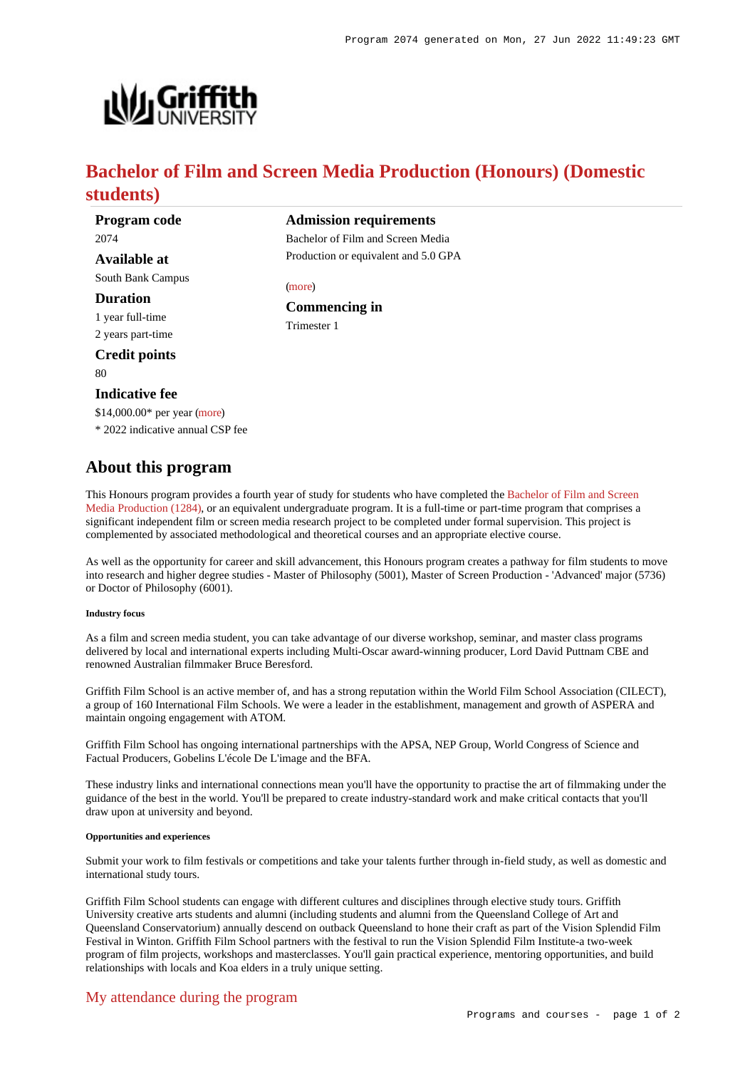# Bachelor of Film and Screen Media Production (Honours) (Domestic students)

**Program code**
2074

**Available at**
South Bank Campus

**Duration**
1 year full-time
2 years part-time

**Credit points**
80

**Indicative fee**
$14,000.00* per year (more)
* 2022 indicative annual CSP fee

**Admission requirements**
Bachelor of Film and Screen Media Production or equivalent and 5.0 GPA

(more)

**Commencing in**
Trimester 1

## About this program

This Honours program provides a fourth year of study for students who have completed the Bachelor of Film and Screen Media Production (1284), or an equivalent undergraduate program. It is a full-time or part-time program that comprises a significant independent film or screen media research project to be completed under formal supervision. This project is complemented by associated methodological and theoretical courses and an appropriate elective course.

As well as the opportunity for career and skill advancement, this Honours program creates a pathway for film students to move into research and higher degree studies - Master of Philosophy (5001), Master of Screen Production - 'Advanced' major (5736) or Doctor of Philosophy (6001).

##### Industry focus

As a film and screen media student, you can take advantage of our diverse workshop, seminar, and master class programs delivered by local and international experts including Multi-Oscar award-winning producer, Lord David Puttnam CBE and renowned Australian filmmaker Bruce Beresford.

Griffith Film School is an active member of, and has a strong reputation within the World Film School Association (CILECT), a group of 160 International Film Schools. We were a leader in the establishment, management and growth of ASPERA and maintain ongoing engagement with ATOM.

Griffith Film School has ongoing international partnerships with the APSA, NEP Group, World Congress of Science and Factual Producers, Gobelins L'école De L'image and the BFA.

These industry links and international connections mean you'll have the opportunity to practise the art of filmmaking under the guidance of the best in the world. You'll be prepared to create industry-standard work and make critical contacts that you'll draw upon at university and beyond.

##### Opportunities and experiences

Submit your work to film festivals or competitions and take your talents further through in-field study, as well as domestic and international study tours.

Griffith Film School students can engage with different cultures and disciplines through elective study tours. Griffith University creative arts students and alumni (including students and alumni from the Queensland College of Art and Queensland Conservatorium) annually descend on outback Queensland to hone their craft as part of the Vision Splendid Film Festival in Winton. Griffith Film School partners with the festival to run the Vision Splendid Film Institute-a two-week program of film projects, workshops and masterclasses. You'll gain practical experience, mentoring opportunities, and build relationships with locals and Koa elders in a truly unique setting.

## My attendance during the program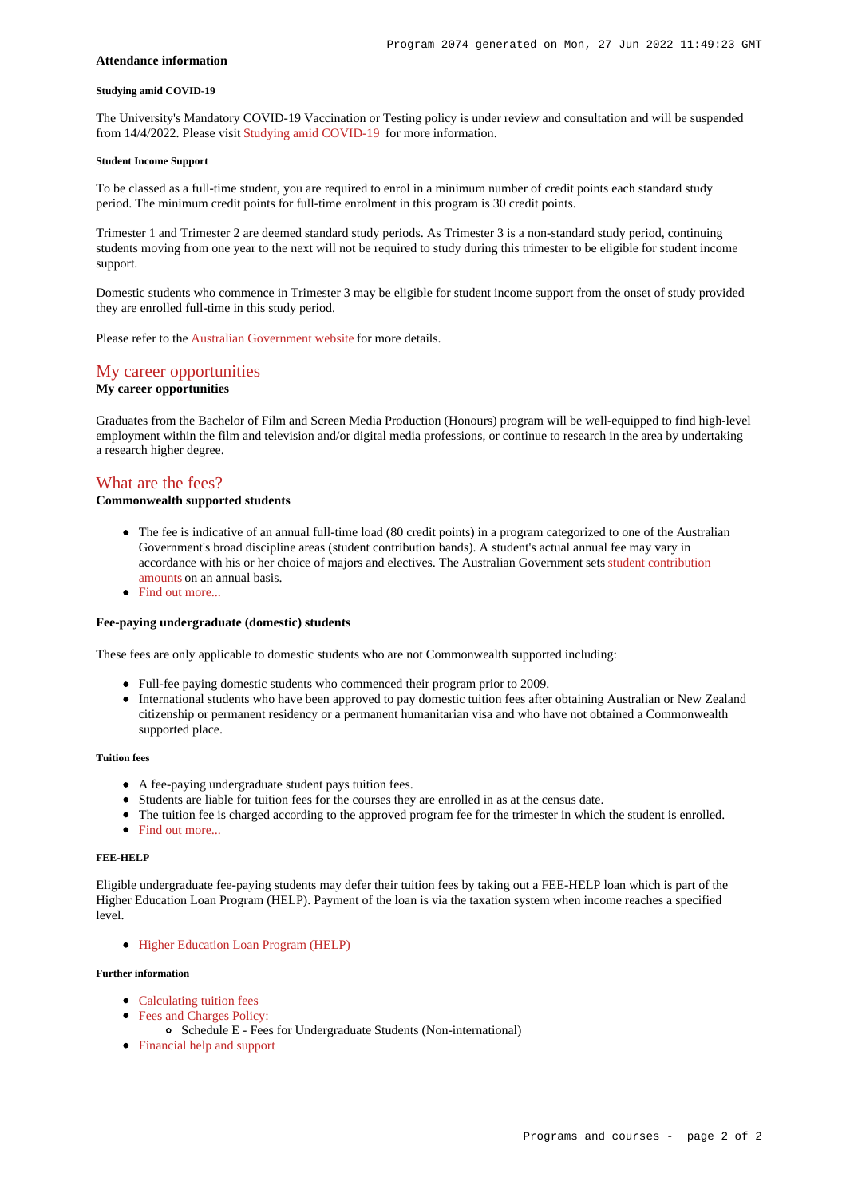### Attendance information

#### Studying amid COVID-19

The University's Mandatory COVID-19 Vaccination or Testing policy is under review and consultation and will be suspended from 14/4/2022. Please visit Studying amid COVID-19 for more information.

#### Student Income Support

To be classed as a full-time student, you are required to enrol in a minimum number of credit points each standard study period. The minimum credit points for full-time enrolment in this program is 30 credit points.

Trimester 1 and Trimester 2 are deemed standard study periods. As Trimester 3 is a non-standard study period, continuing students moving from one year to the next will not be required to study during this trimester to be eligible for student income support.

Domestic students who commence in Trimester 3 may be eligible for student income support from the onset of study provided they are enrolled full-time in this study period.

Please refer to the Australian Government website for more details.

## My career opportunities

### My career opportunities

Graduates from the Bachelor of Film and Screen Media Production (Honours) program will be well-equipped to find high-level employment within the film and television and/or digital media professions, or continue to research in the area by undertaking a research higher degree.

## What are the fees?

### Commonwealth supported students

- The fee is indicative of an annual full-time load (80 credit points) in a program categorized to one of the Australian Government's broad discipline areas (student contribution bands). A student's actual annual fee may vary in accordance with his or her choice of majors and electives. The Australian Government sets student contribution amounts on an annual basis.
- Find out more...

### Fee-paying undergraduate (domestic) students

These fees are only applicable to domestic students who are not Commonwealth supported including:

- Full-fee paying domestic students who commenced their program prior to 2009.
- International students who have been approved to pay domestic tuition fees after obtaining Australian or New Zealand citizenship or permanent residency or a permanent humanitarian visa and who have not obtained a Commonwealth supported place.

#### Tuition fees

- A fee-paying undergraduate student pays tuition fees.
- Students are liable for tuition fees for the courses they are enrolled in as at the census date.
- The tuition fee is charged according to the approved program fee for the trimester in which the student is enrolled.
- Find out more...

#### FEE-HELP

Eligible undergraduate fee-paying students may defer their tuition fees by taking out a FEE-HELP loan which is part of the Higher Education Loan Program (HELP). Payment of the loan is via the taxation system when income reaches a specified level.

- Higher Education Loan Program (HELP)

#### Further information

- Calculating tuition fees
- Fees and Charges Policy:
  - Schedule E - Fees for Undergraduate Students (Non-international)
- Financial help and support